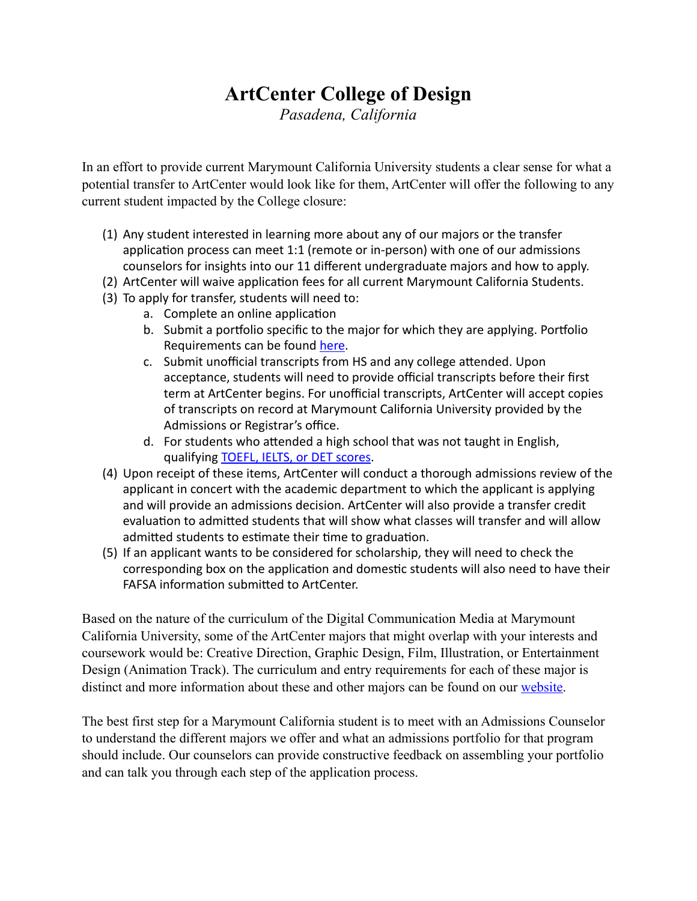# ArtCenter College of Design

*Pasadena, California*

In an effort to provide current Marymount California University students a clear sense for what a potential transfer to ArtCenter would look like for them, ArtCenter will offer the following to any current student impacted by the College closure:

1. Any student interested in learning more about any of our majors or the transfer application process can meet 1:1 (remote or in-person) with one of our admissions counselors for insights into our 11 different undergraduate majors and how to apply.
2. ArtCenter will waive application fees for all current Marymount California Students.
3. To apply for transfer, students will need to:
   a. Complete an online application
   b. Submit a portfolio specific to the major for which they are applying. Portfolio Requirements can be found here.
   c. Submit unofficial transcripts from HS and any college attended. Upon acceptance, students will need to provide official transcripts before their first term at ArtCenter begins. For unofficial transcripts, ArtCenter will accept copies of transcripts on record at Marymount California University provided by the Admissions or Registrar's office.
   d. For students who attended a high school that was not taught in English, qualifying TOEFL, IELTS, or DET scores.
4. Upon receipt of these items, ArtCenter will conduct a thorough admissions review of the applicant in concert with the academic department to which the applicant is applying and will provide an admissions decision. ArtCenter will also provide a transfer credit evaluation to admitted students that will show what classes will transfer and will allow admitted students to estimate their time to graduation.
5. If an applicant wants to be considered for scholarship, they will need to check the corresponding box on the application and domestic students will also need to have their FAFSA information submitted to ArtCenter.

Based on the nature of the curriculum of the Digital Communication Media at Marymount California University, some of the ArtCenter majors that might overlap with your interests and coursework would be: Creative Direction, Graphic Design, Film, Illustration, or Entertainment Design (Animation Track). The curriculum and entry requirements for each of these major is distinct and more information about these and other majors can be found on our website.

The best first step for a Marymount California student is to meet with an Admissions Counselor to understand the different majors we offer and what an admissions portfolio for that program should include. Our counselors can provide constructive feedback on assembling your portfolio and can talk you through each step of the application process.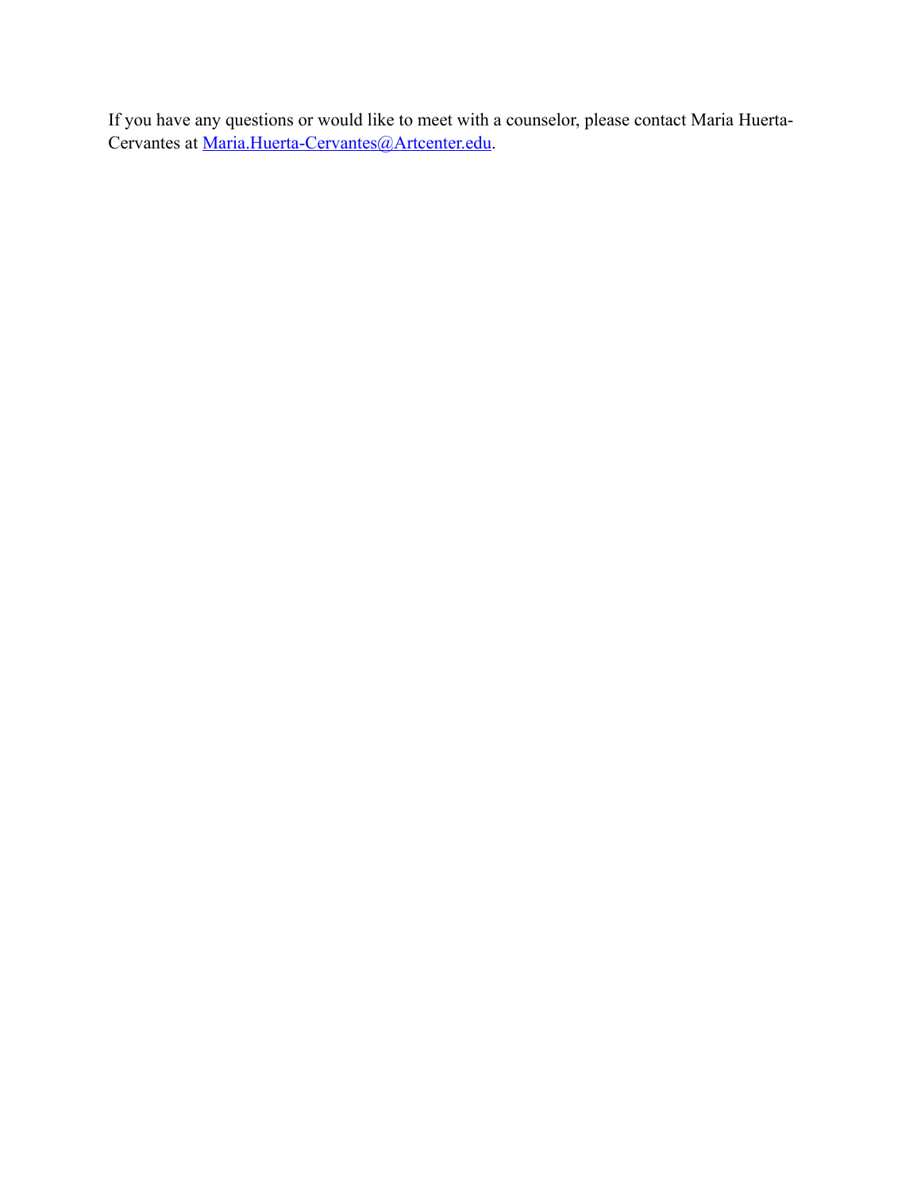If you have any questions or would like to meet with a counselor, please contact Maria Huerta-Cervantes at [Maria.Huerta-Cervantes@Artcenter.edu](mailto:Maria.Huerta-Cervantes@Artcenter.edu).